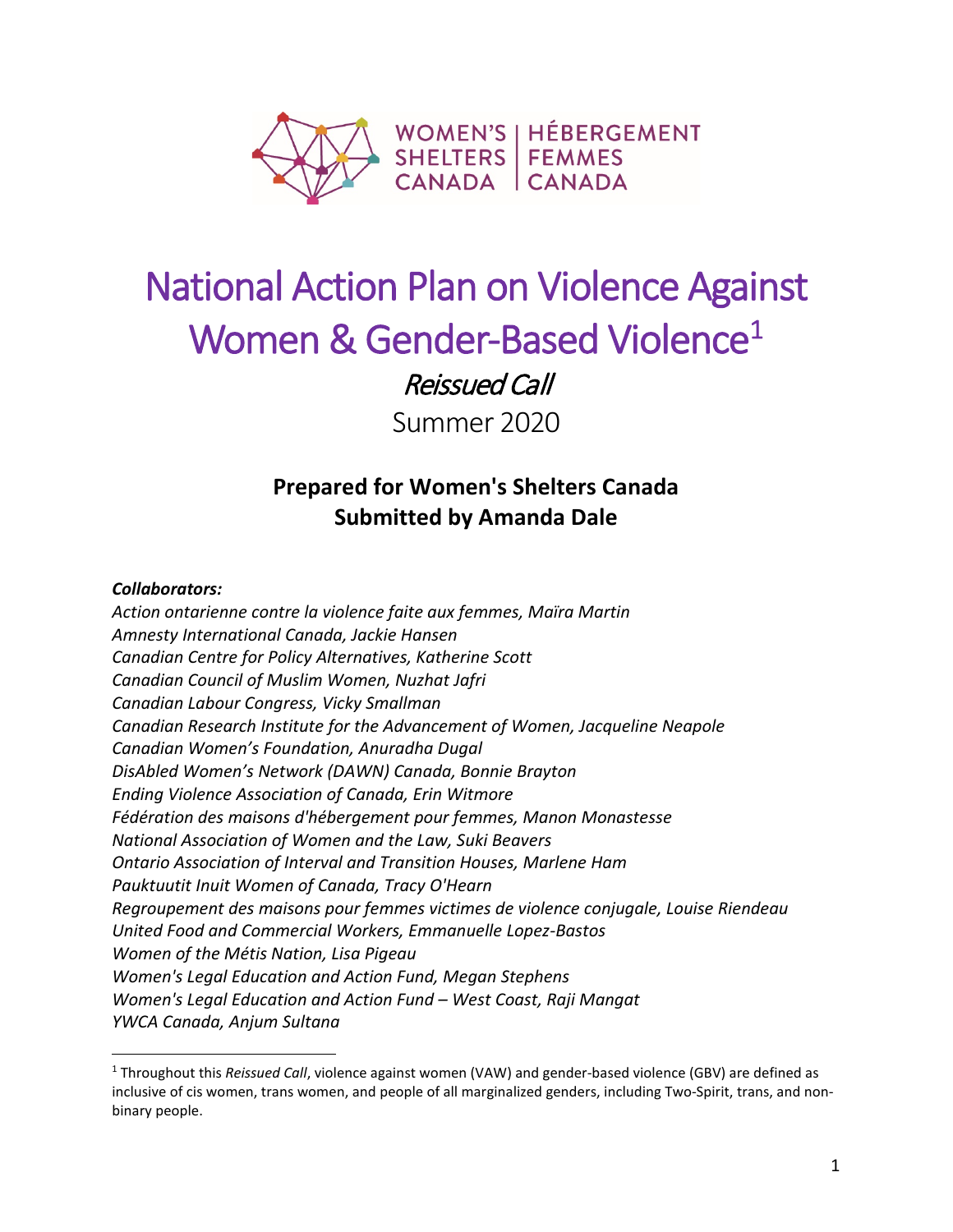WOMEN'S SHELTERS CANADA | HÉBERGEMENT FEMMES CANADA

# National Action Plan on Violence Against Women & Gender-Based Violence[1]

## *Reissued Call*

Summer 2020

**Prepared for Women's Shelters Canada**
**Submitted by Amanda Dale**

***Collaborators:***

*Action ontarienne contre la violence faite aux femmes, Maïra Martin*
*Amnesty International Canada, Jackie Hansen*
*Canadian Centre for Policy Alternatives, Katherine Scott*
*Canadian Council of Muslim Women, Nuzhat Jafri*
*Canadian Labour Congress, Vicky Smallman*
*Canadian Research Institute for the Advancement of Women, Jacqueline Neapole*
*Canadian Women's Foundation, Anuradha Dugal*
*DisAbled Women's Network (DAWN) Canada, Bonnie Brayton*
*Ending Violence Association of Canada, Erin Witmore*
*Fédération des maisons d'hébergement pour femmes, Manon Monastesse*
*National Association of Women and the Law, Suki Beavers*
*Ontario Association of Interval and Transition Houses, Marlene Ham*
*Pauktuutit Inuit Women of Canada, Tracy O'Hearn*
*Regroupement des maisons pour femmes victimes de violence conjugale, Louise Riendeau*
*United Food and Commercial Workers, Emmanuelle Lopez-Bastos*
*Women of the Métis Nation, Lisa Pigeau*
*Women's Legal Education and Action Fund, Megan Stephens*
*Women's Legal Education and Action Fund – West Coast, Raji Mangat*
*YWCA Canada, Anjum Sultana*

[1] Throughout this *Reissued Call*, violence against women (VAW) and gender-based violence (GBV) are defined as inclusive of cis women, trans women, and people of all marginalized genders, including Two-Spirit, trans, and non-binary people.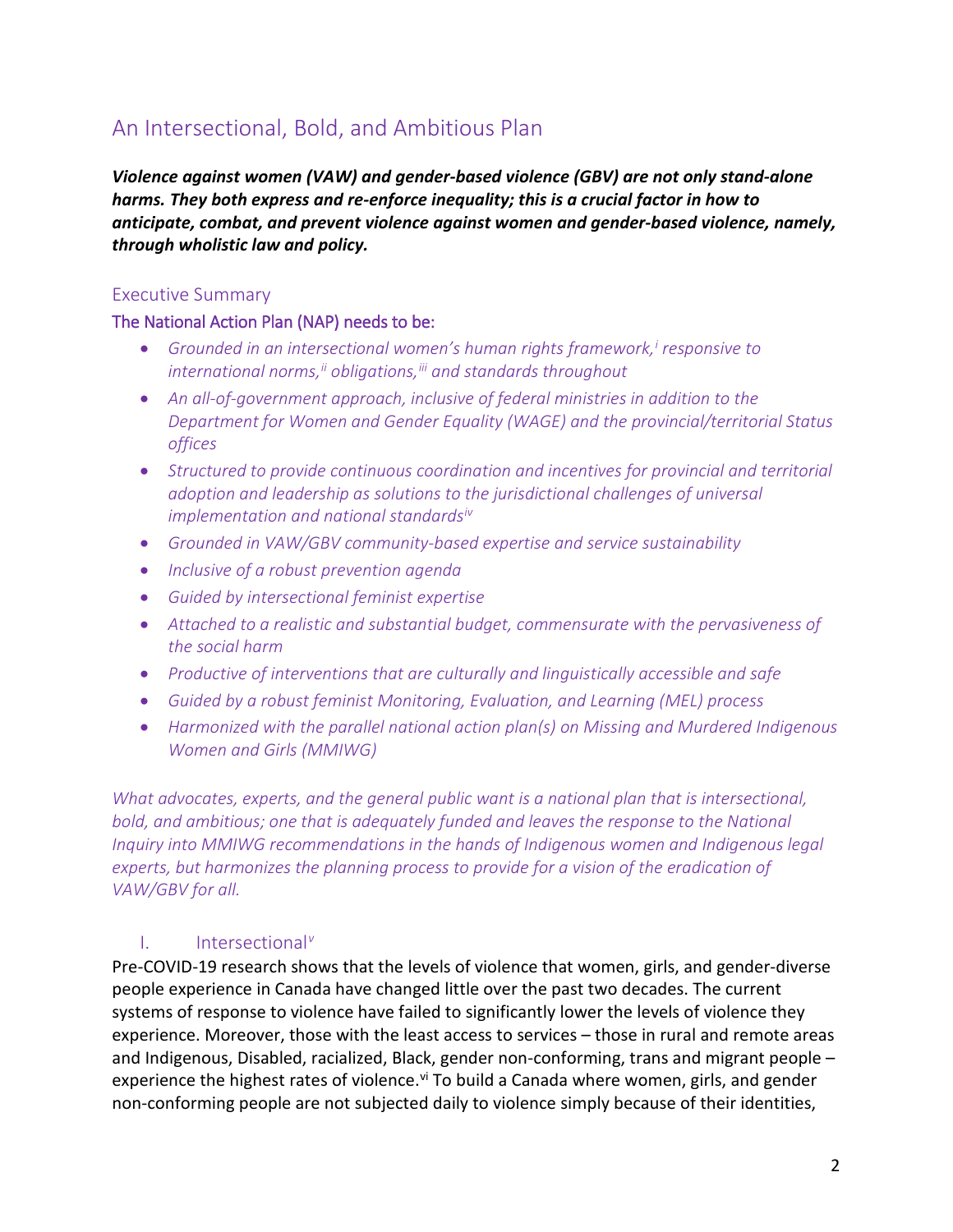## An Intersectional, Bold, and Ambitious Plan

***Violence against women (VAW) and gender-based violence (GBV) are not only stand-alone harms. They both express and re-enforce inequality; this is a crucial factor in how to anticipate, combat, and prevent violence against women and gender-based violence, namely, through wholistic law and policy.***

### Executive Summary

#### The National Action Plan (NAP) needs to be:

- *Grounded in an intersectional women's human rights framework,[i] responsive to international norms,[ii] obligations,[iii] and standards throughout*
- *An all-of-government approach, inclusive of federal ministries in addition to the Department for Women and Gender Equality (WAGE) and the provincial/territorial Status offices*
- *Structured to provide continuous coordination and incentives for provincial and territorial adoption and leadership as solutions to the jurisdictional challenges of universal implementation and national standards[iv]*
- *Grounded in VAW/GBV community-based expertise and service sustainability*
- *Inclusive of a robust prevention agenda*
- *Guided by intersectional feminist expertise*
- *Attached to a realistic and substantial budget, commensurate with the pervasiveness of the social harm*
- *Productive of interventions that are culturally and linguistically accessible and safe*
- *Guided by a robust feminist Monitoring, Evaluation, and Learning (MEL) process*
- *Harmonized with the parallel national action plan(s) on Missing and Murdered Indigenous Women and Girls (MMIWG)*

*What advocates, experts, and the general public want is a national plan that is intersectional, bold, and ambitious; one that is adequately funded and leaves the response to the National Inquiry into MMIWG recommendations in the hands of Indigenous women and Indigenous legal experts, but harmonizes the planning process to provide for a vision of the eradication of VAW/GBV for all.*

### I. Intersectional[v]

Pre-COVID-19 research shows that the levels of violence that women, girls, and gender-diverse people experience in Canada have changed little over the past two decades. The current systems of response to violence have failed to significantly lower the levels of violence they experience. Moreover, those with the least access to services – those in rural and remote areas and Indigenous, Disabled, racialized, Black, gender non-conforming, trans and migrant people – experience the highest rates of violence.[vi] To build a Canada where women, girls, and gender non-conforming people are not subjected daily to violence simply because of their identities,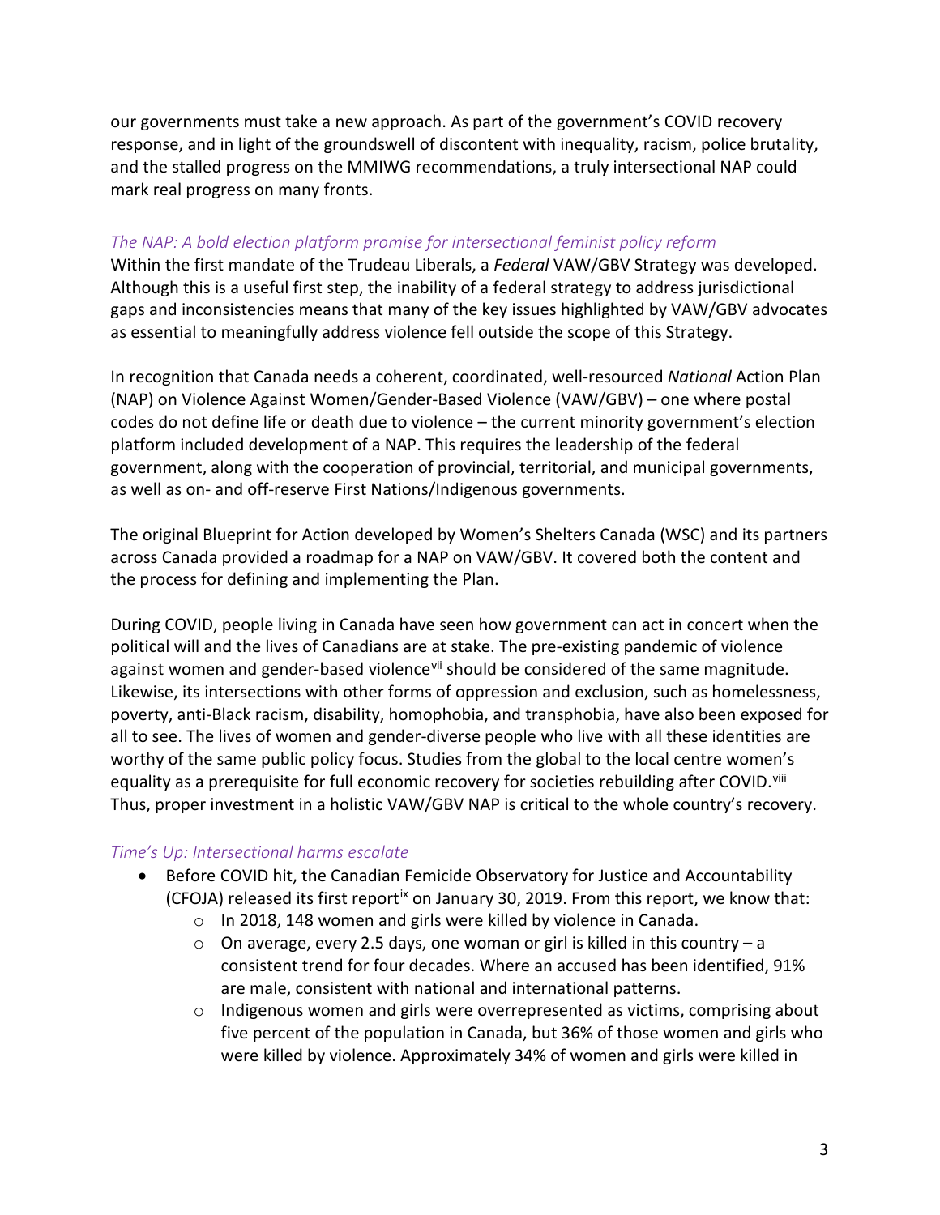our governments must take a new approach. As part of the government's COVID recovery response, and in light of the groundswell of discontent with inequality, racism, police brutality, and the stalled progress on the MMIWG recommendations, a truly intersectional NAP could mark real progress on many fronts.

### *The NAP: A bold election platform promise for intersectional feminist policy reform*

Within the first mandate of the Trudeau Liberals, a *Federal* VAW/GBV Strategy was developed. Although this is a useful first step, the inability of a federal strategy to address jurisdictional gaps and inconsistencies means that many of the key issues highlighted by VAW/GBV advocates as essential to meaningfully address violence fell outside the scope of this Strategy.

In recognition that Canada needs a coherent, coordinated, well-resourced *National* Action Plan (NAP) on Violence Against Women/Gender-Based Violence (VAW/GBV) – one where postal codes do not define life or death due to violence – the current minority government's election platform included development of a NAP. This requires the leadership of the federal government, along with the cooperation of provincial, territorial, and municipal governments, as well as on- and off-reserve First Nations/Indigenous governments.

The original Blueprint for Action developed by Women's Shelters Canada (WSC) and its partners across Canada provided a roadmap for a NAP on VAW/GBV. It covered both the content and the process for defining and implementing the Plan.

During COVID, people living in Canada have seen how government can act in concert when the political will and the lives of Canadians are at stake. The pre-existing pandemic of violence against women and gender-based violence[vii] should be considered of the same magnitude. Likewise, its intersections with other forms of oppression and exclusion, such as homelessness, poverty, anti-Black racism, disability, homophobia, and transphobia, have also been exposed for all to see. The lives of women and gender-diverse people who live with all these identities are worthy of the same public policy focus. Studies from the global to the local centre women's equality as a prerequisite for full economic recovery for societies rebuilding after COVID.[viii] Thus, proper investment in a holistic VAW/GBV NAP is critical to the whole country's recovery.

### *Time's Up: Intersectional harms escalate*

- Before COVID hit, the Canadian Femicide Observatory for Justice and Accountability (CFOJA) released its first report[ix] on January 30, 2019. From this report, we know that:
  - In 2018, 148 women and girls were killed by violence in Canada.
  - On average, every 2.5 days, one woman or girl is killed in this country – a consistent trend for four decades. Where an accused has been identified, 91% are male, consistent with national and international patterns.
  - Indigenous women and girls were overrepresented as victims, comprising about five percent of the population in Canada, but 36% of those women and girls who were killed by violence. Approximately 34% of women and girls were killed in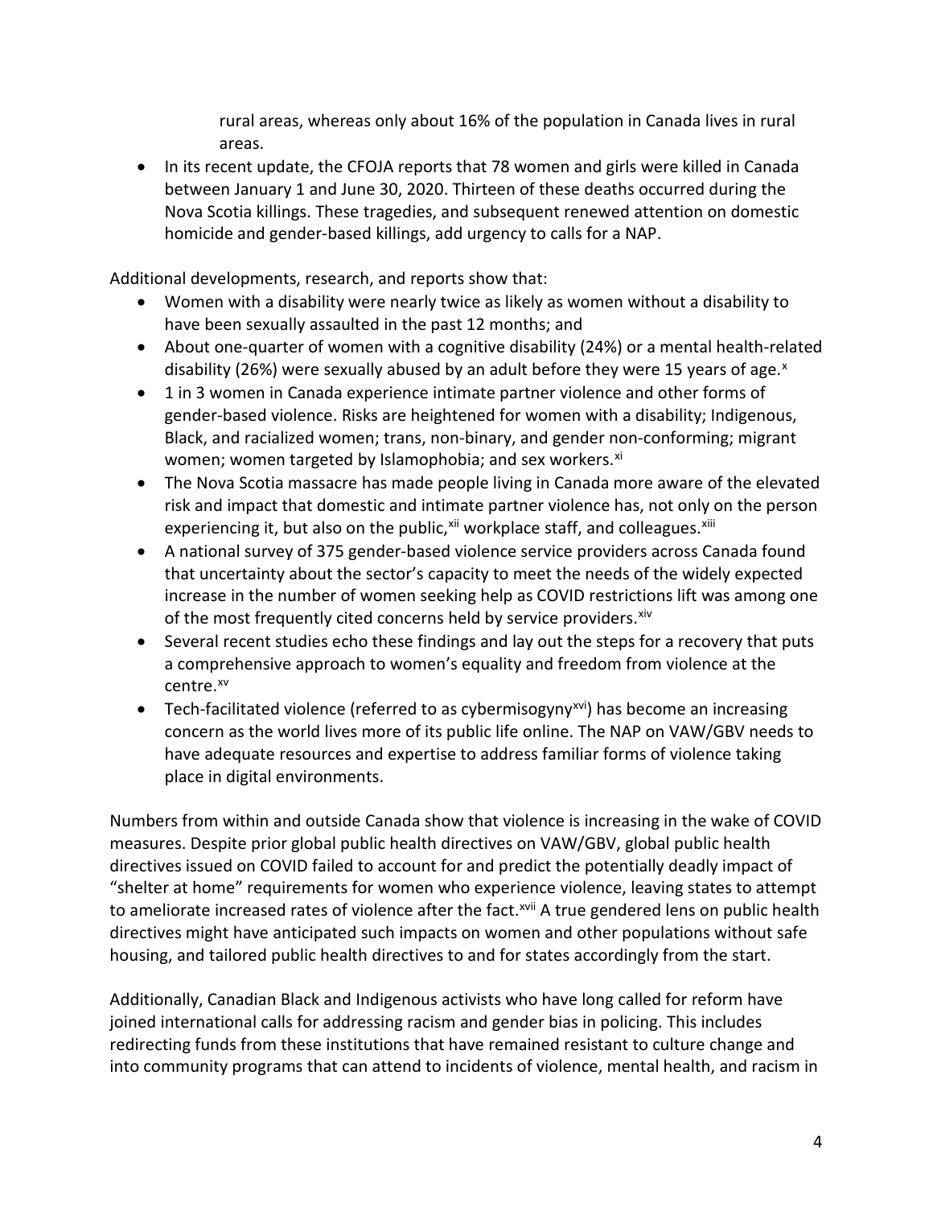rural areas, whereas only about 16% of the population in Canada lives in rural areas.

- In its recent update, the CFOJA reports that 78 women and girls were killed in Canada between January 1 and June 30, 2020. Thirteen of these deaths occurred during the Nova Scotia killings. These tragedies, and subsequent renewed attention on domestic homicide and gender-based killings, add urgency to calls for a NAP.

Additional developments, research, and reports show that:

- Women with a disability were nearly twice as likely as women without a disability to have been sexually assaulted in the past 12 months; and
- About one-quarter of women with a cognitive disability (24%) or a mental health-related disability (26%) were sexually abused by an adult before they were 15 years of age.[x]
- 1 in 3 women in Canada experience intimate partner violence and other forms of gender-based violence. Risks are heightened for women with a disability; Indigenous, Black, and racialized women; trans, non-binary, and gender non-conforming; migrant women; women targeted by Islamophobia; and sex workers.[xi]
- The Nova Scotia massacre has made people living in Canada more aware of the elevated risk and impact that domestic and intimate partner violence has, not only on the person experiencing it, but also on the public,[xii] workplace staff, and colleagues.[xiii]
- A national survey of 375 gender-based violence service providers across Canada found that uncertainty about the sector's capacity to meet the needs of the widely expected increase in the number of women seeking help as COVID restrictions lift was among one of the most frequently cited concerns held by service providers.[xiv]
- Several recent studies echo these findings and lay out the steps for a recovery that puts a comprehensive approach to women's equality and freedom from violence at the centre.[xv]
- Tech-facilitated violence (referred to as cybermisogyny[xvi]) has become an increasing concern as the world lives more of its public life online. The NAP on VAW/GBV needs to have adequate resources and expertise to address familiar forms of violence taking place in digital environments.

Numbers from within and outside Canada show that violence is increasing in the wake of COVID measures. Despite prior global public health directives on VAW/GBV, global public health directives issued on COVID failed to account for and predict the potentially deadly impact of "shelter at home" requirements for women who experience violence, leaving states to attempt to ameliorate increased rates of violence after the fact.[xvii] A true gendered lens on public health directives might have anticipated such impacts on women and other populations without safe housing, and tailored public health directives to and for states accordingly from the start.

Additionally, Canadian Black and Indigenous activists who have long called for reform have joined international calls for addressing racism and gender bias in policing. This includes redirecting funds from these institutions that have remained resistant to culture change and into community programs that can attend to incidents of violence, mental health, and racism in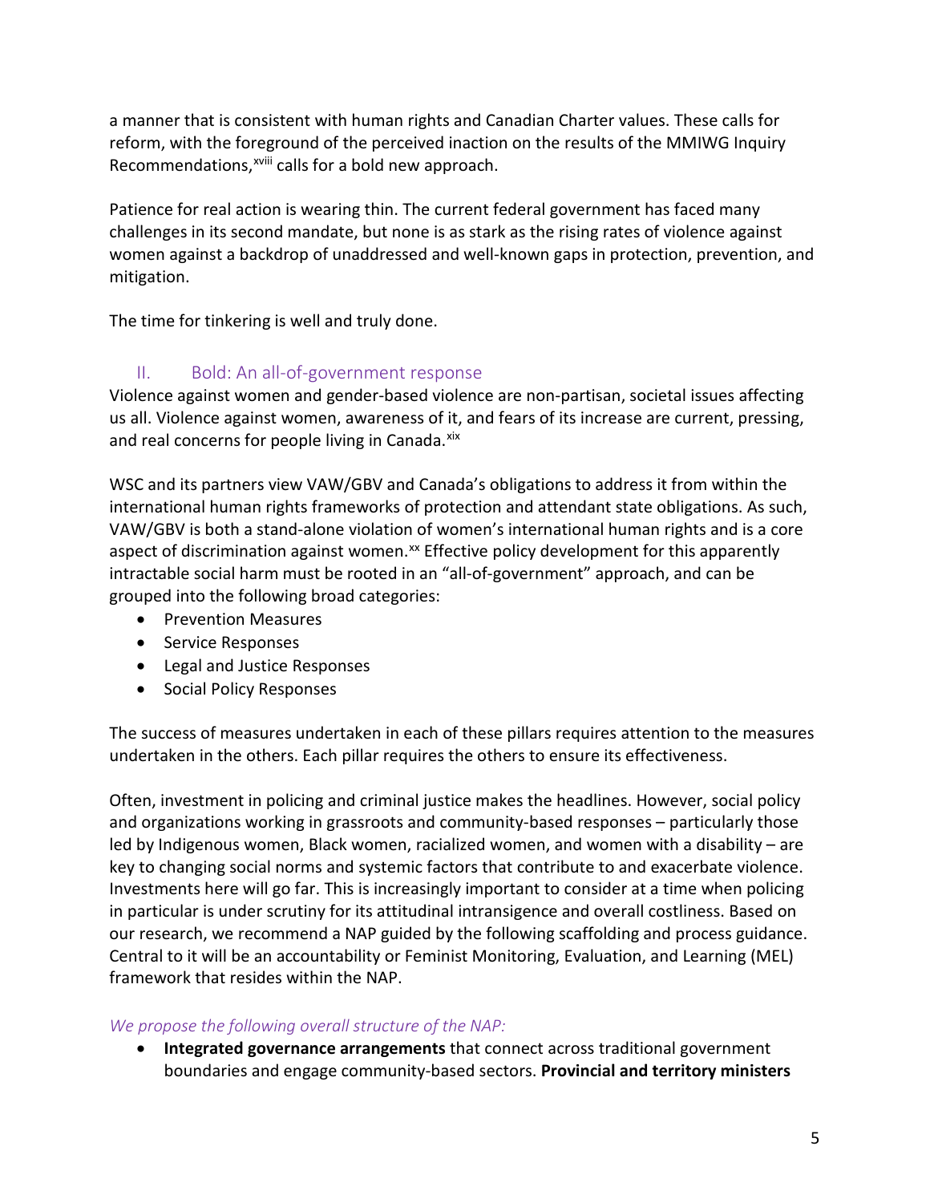a manner that is consistent with human rights and Canadian Charter values. These calls for reform, with the foreground of the perceived inaction on the results of the MMIWG Inquiry Recommendations,[xviii] calls for a bold new approach.

Patience for real action is wearing thin. The current federal government has faced many challenges in its second mandate, but none is as stark as the rising rates of violence against women against a backdrop of unaddressed and well-known gaps in protection, prevention, and mitigation.

The time for tinkering is well and truly done.

## II. Bold: An all-of-government response

Violence against women and gender-based violence are non-partisan, societal issues affecting us all. Violence against women, awareness of it, and fears of its increase are current, pressing, and real concerns for people living in Canada.[xix]

WSC and its partners view VAW/GBV and Canada's obligations to address it from within the international human rights frameworks of protection and attendant state obligations. As such, VAW/GBV is both a stand-alone violation of women's international human rights and is a core aspect of discrimination against women.[xx] Effective policy development for this apparently intractable social harm must be rooted in an "all-of-government" approach, and can be grouped into the following broad categories:

- Prevention Measures
- Service Responses
- Legal and Justice Responses
- Social Policy Responses

The success of measures undertaken in each of these pillars requires attention to the measures undertaken in the others. Each pillar requires the others to ensure its effectiveness.

Often, investment in policing and criminal justice makes the headlines. However, social policy and organizations working in grassroots and community-based responses – particularly those led by Indigenous women, Black women, racialized women, and women with a disability – are key to changing social norms and systemic factors that contribute to and exacerbate violence. Investments here will go far. This is increasingly important to consider at a time when policing in particular is under scrutiny for its attitudinal intransigence and overall costliness. Based on our research, we recommend a NAP guided by the following scaffolding and process guidance. Central to it will be an accountability or Feminist Monitoring, Evaluation, and Learning (MEL) framework that resides within the NAP.

*We propose the following overall structure of the NAP:*

- **Integrated governance arrangements** that connect across traditional government boundaries and engage community-based sectors. **Provincial and territory ministers**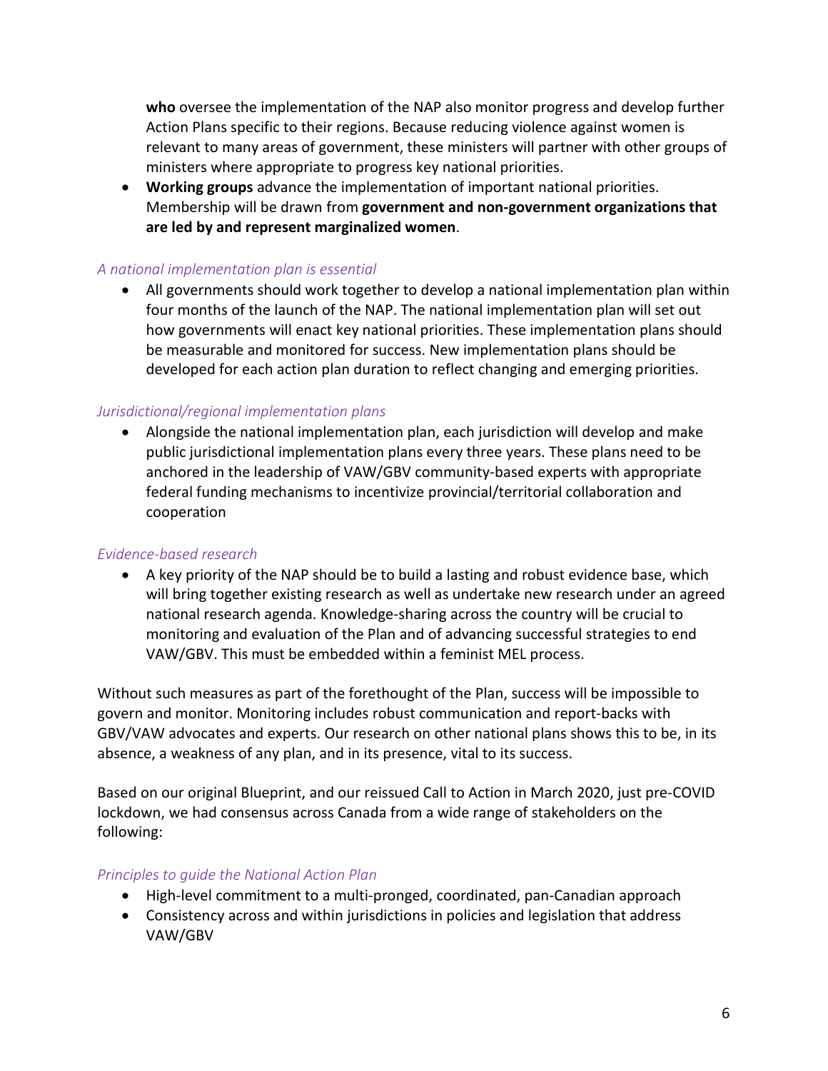- **who** oversee the implementation of the NAP also monitor progress and develop further Action Plans specific to their regions. Because reducing violence against women is relevant to many areas of government, these ministers will partner with other groups of ministers where appropriate to progress key national priorities.
- **Working groups** advance the implementation of important national priorities. Membership will be drawn from **government and non-government organizations that are led by and represent marginalized women**.

*A national implementation plan is essential*

- All governments should work together to develop a national implementation plan within four months of the launch of the NAP. The national implementation plan will set out how governments will enact key national priorities. These implementation plans should be measurable and monitored for success. New implementation plans should be developed for each action plan duration to reflect changing and emerging priorities.

*Jurisdictional/regional implementation plans*

- Alongside the national implementation plan, each jurisdiction will develop and make public jurisdictional implementation plans every three years. These plans need to be anchored in the leadership of VAW/GBV community-based experts with appropriate federal funding mechanisms to incentivize provincial/territorial collaboration and cooperation

*Evidence-based research*

- A key priority of the NAP should be to build a lasting and robust evidence base, which will bring together existing research as well as undertake new research under an agreed national research agenda. Knowledge-sharing across the country will be crucial to monitoring and evaluation of the Plan and of advancing successful strategies to end VAW/GBV. This must be embedded within a feminist MEL process.

Without such measures as part of the forethought of the Plan, success will be impossible to govern and monitor. Monitoring includes robust communication and report-backs with GBV/VAW advocates and experts. Our research on other national plans shows this to be, in its absence, a weakness of any plan, and in its presence, vital to its success.

Based on our original Blueprint, and our reissued Call to Action in March 2020, just pre-COVID lockdown, we had consensus across Canada from a wide range of stakeholders on the following:

*Principles to guide the National Action Plan*

- High-level commitment to a multi-pronged, coordinated, pan-Canadian approach
- Consistency across and within jurisdictions in policies and legislation that address VAW/GBV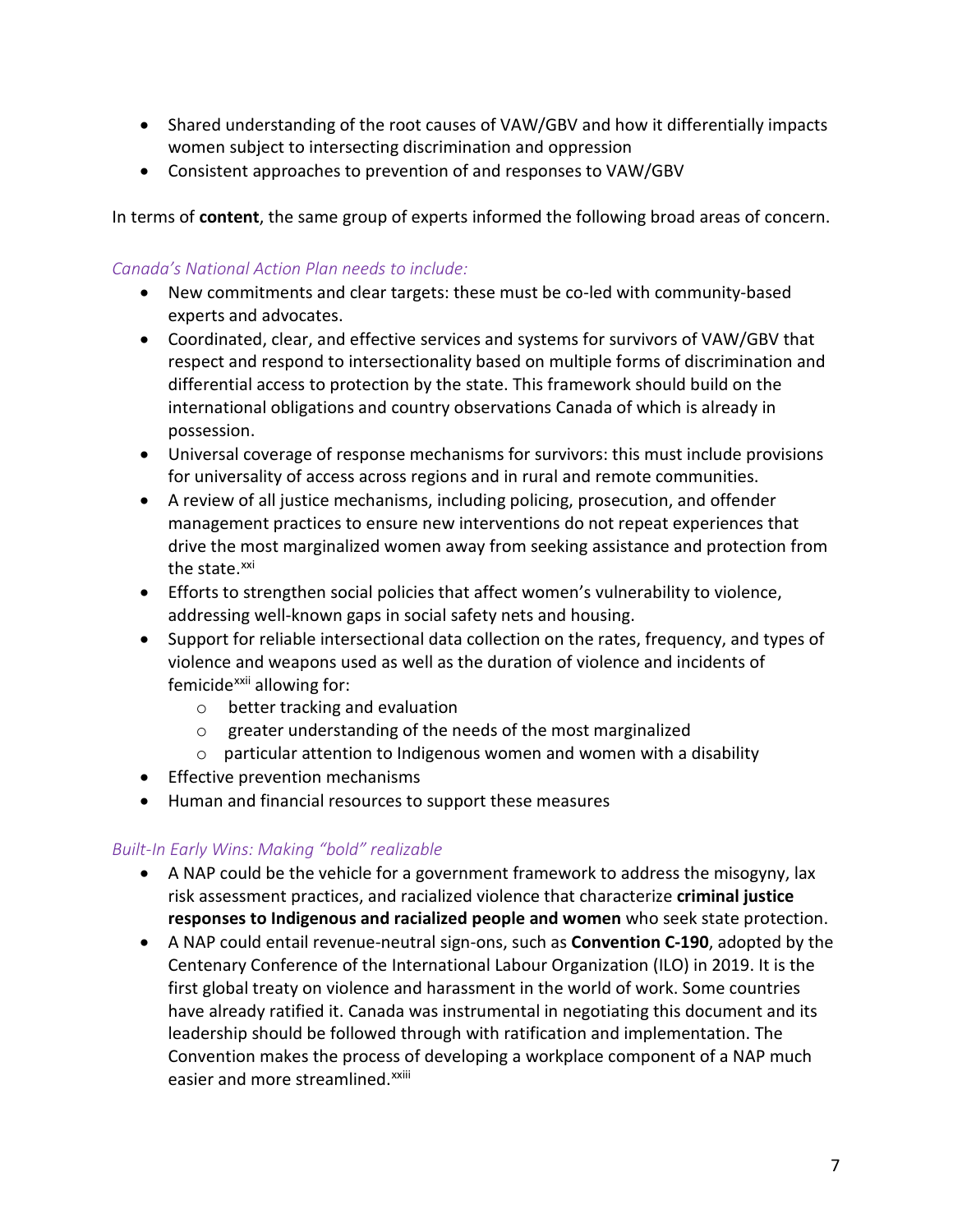- Shared understanding of the root causes of VAW/GBV and how it differentially impacts women subject to intersecting discrimination and oppression
- Consistent approaches to prevention of and responses to VAW/GBV

In terms of **content**, the same group of experts informed the following broad areas of concern.

*Canada's National Action Plan needs to include:*

- New commitments and clear targets: these must be co-led with community-based experts and advocates.
- Coordinated, clear, and effective services and systems for survivors of VAW/GBV that respect and respond to intersectionality based on multiple forms of discrimination and differential access to protection by the state. This framework should build on the international obligations and country observations Canada of which is already in possession.
- Universal coverage of response mechanisms for survivors: this must include provisions for universality of access across regions and in rural and remote communities.
- A review of all justice mechanisms, including policing, prosecution, and offender management practices to ensure new interventions do not repeat experiences that drive the most marginalized women away from seeking assistance and protection from the state.[xxi]
- Efforts to strengthen social policies that affect women's vulnerability to violence, addressing well-known gaps in social safety nets and housing.
- Support for reliable intersectional data collection on the rates, frequency, and types of violence and weapons used as well as the duration of violence and incidents of femicide[xxii] allowing for:
  - better tracking and evaluation
  - greater understanding of the needs of the most marginalized
  - particular attention to Indigenous women and women with a disability
- Effective prevention mechanisms
- Human and financial resources to support these measures

*Built-In Early Wins: Making "bold" realizable*

- A NAP could be the vehicle for a government framework to address the misogyny, lax risk assessment practices, and racialized violence that characterize **criminal justice responses to Indigenous and racialized people and women** who seek state protection.
- A NAP could entail revenue-neutral sign-ons, such as **Convention C-190**, adopted by the Centenary Conference of the International Labour Organization (ILO) in 2019. It is the first global treaty on violence and harassment in the world of work. Some countries have already ratified it. Canada was instrumental in negotiating this document and its leadership should be followed through with ratification and implementation. The Convention makes the process of developing a workplace component of a NAP much easier and more streamlined.[xxiii]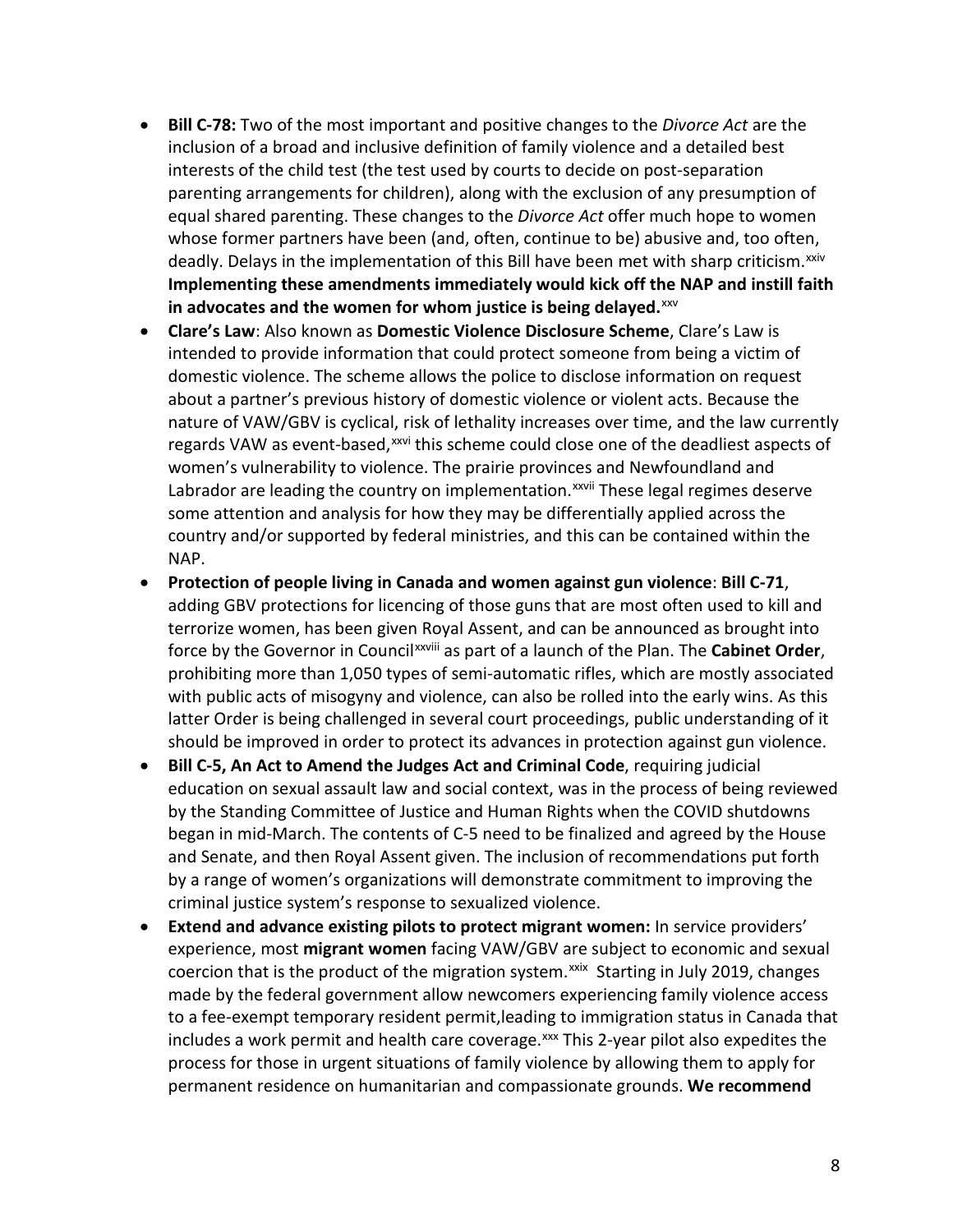- **Bill C-78:** Two of the most important and positive changes to the *Divorce Act* are the inclusion of a broad and inclusive definition of family violence and a detailed best interests of the child test (the test used by courts to decide on post-separation parenting arrangements for children), along with the exclusion of any presumption of equal shared parenting. These changes to the *Divorce Act* offer much hope to women whose former partners have been (and, often, continue to be) abusive and, too often, deadly. Delays in the implementation of this Bill have been met with sharp criticism.[xxiv] **Implementing these amendments immediately would kick off the NAP and instill faith in advocates and the women for whom justice is being delayed.**[xxv]
- **Clare's Law**: Also known as **Domestic Violence Disclosure Scheme**, Clare's Law is intended to provide information that could protect someone from being a victim of domestic violence. The scheme allows the police to disclose information on request about a partner's previous history of domestic violence or violent acts. Because the nature of VAW/GBV is cyclical, risk of lethality increases over time, and the law currently regards VAW as event-based,[xxvi] this scheme could close one of the deadliest aspects of women's vulnerability to violence. The prairie provinces and Newfoundland and Labrador are leading the country on implementation.[xxvii] These legal regimes deserve some attention and analysis for how they may be differentially applied across the country and/or supported by federal ministries, and this can be contained within the NAP.
- **Protection of people living in Canada and women against gun violence**: **Bill C-71**, adding GBV protections for licencing of those guns that are most often used to kill and terrorize women, has been given Royal Assent, and can be announced as brought into force by the Governor in Council[xxviii] as part of a launch of the Plan. The **Cabinet Order**, prohibiting more than 1,050 types of semi-automatic rifles, which are mostly associated with public acts of misogyny and violence, can also be rolled into the early wins. As this latter Order is being challenged in several court proceedings, public understanding of it should be improved in order to protect its advances in protection against gun violence.
- **Bill C-5, An Act to Amend the Judges Act and Criminal Code**, requiring judicial education on sexual assault law and social context, was in the process of being reviewed by the Standing Committee of Justice and Human Rights when the COVID shutdowns began in mid-March. The contents of C-5 need to be finalized and agreed by the House and Senate, and then Royal Assent given. The inclusion of recommendations put forth by a range of women's organizations will demonstrate commitment to improving the criminal justice system's response to sexualized violence.
- **Extend and advance existing pilots to protect migrant women:** In service providers' experience, most **migrant women** facing VAW/GBV are subject to economic and sexual coercion that is the product of the migration system.[xxix] Starting in July 2019, changes made by the federal government allow newcomers experiencing family violence access to a fee-exempt temporary resident permit,leading to immigration status in Canada that includes a work permit and health care coverage.[xxx] This 2-year pilot also expedites the process for those in urgent situations of family violence by allowing them to apply for permanent residence on humanitarian and compassionate grounds. **We recommend**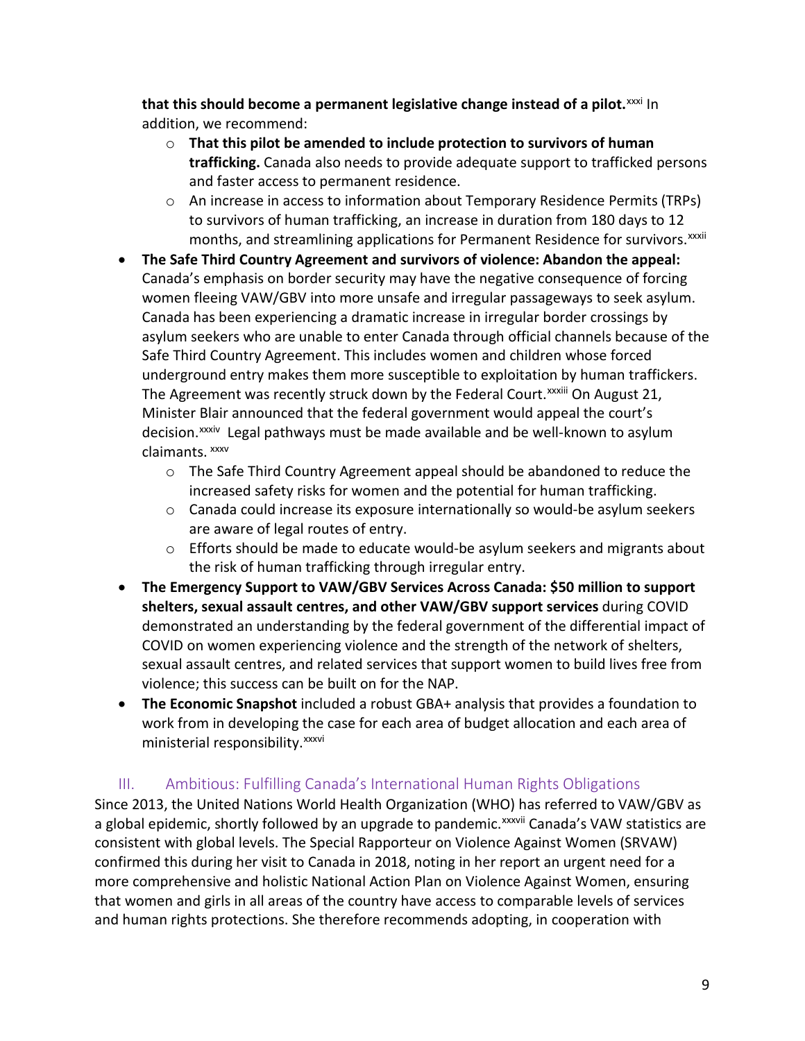**that this should become a permanent legislative change instead of a pilot.**[xxxi] In addition, we recommend:

- **That this pilot be amended to include protection to survivors of human trafficking.** Canada also needs to provide adequate support to trafficked persons and faster access to permanent residence.
- An increase in access to information about Temporary Residence Permits (TRPs) to survivors of human trafficking, an increase in duration from 180 days to 12 months, and streamlining applications for Permanent Residence for survivors.[xxxii]

- **The Safe Third Country Agreement and survivors of violence: Abandon the appeal:** Canada's emphasis on border security may have the negative consequence of forcing women fleeing VAW/GBV into more unsafe and irregular passageways to seek asylum. Canada has been experiencing a dramatic increase in irregular border crossings by asylum seekers who are unable to enter Canada through official channels because of the Safe Third Country Agreement. This includes women and children whose forced underground entry makes them more susceptible to exploitation by human traffickers. The Agreement was recently struck down by the Federal Court.[xxxiii] On August 21, Minister Blair announced that the federal government would appeal the court's decision.[xxxiv] Legal pathways must be made available and be well-known to asylum claimants.[xxxv]
  - The Safe Third Country Agreement appeal should be abandoned to reduce the increased safety risks for women and the potential for human trafficking.
  - Canada could increase its exposure internationally so would-be asylum seekers are aware of legal routes of entry.
  - Efforts should be made to educate would-be asylum seekers and migrants about the risk of human trafficking through irregular entry.
- **The Emergency Support to VAW/GBV Services Across Canada: $50 million to support shelters, sexual assault centres, and other VAW/GBV support services** during COVID demonstrated an understanding by the federal government of the differential impact of COVID on women experiencing violence and the strength of the network of shelters, sexual assault centres, and related services that support women to build lives free from violence; this success can be built on for the NAP.
- **The Economic Snapshot** included a robust GBA+ analysis that provides a foundation to work from in developing the case for each area of budget allocation and each area of ministerial responsibility.[xxxvi]

## III. Ambitious: Fulfilling Canada's International Human Rights Obligations

Since 2013, the United Nations World Health Organization (WHO) has referred to VAW/GBV as a global epidemic, shortly followed by an upgrade to pandemic.[xxxvii] Canada's VAW statistics are consistent with global levels. The Special Rapporteur on Violence Against Women (SRVAW) confirmed this during her visit to Canada in 2018, noting in her report an urgent need for a more comprehensive and holistic National Action Plan on Violence Against Women, ensuring that women and girls in all areas of the country have access to comparable levels of services and human rights protections. She therefore recommends adopting, in cooperation with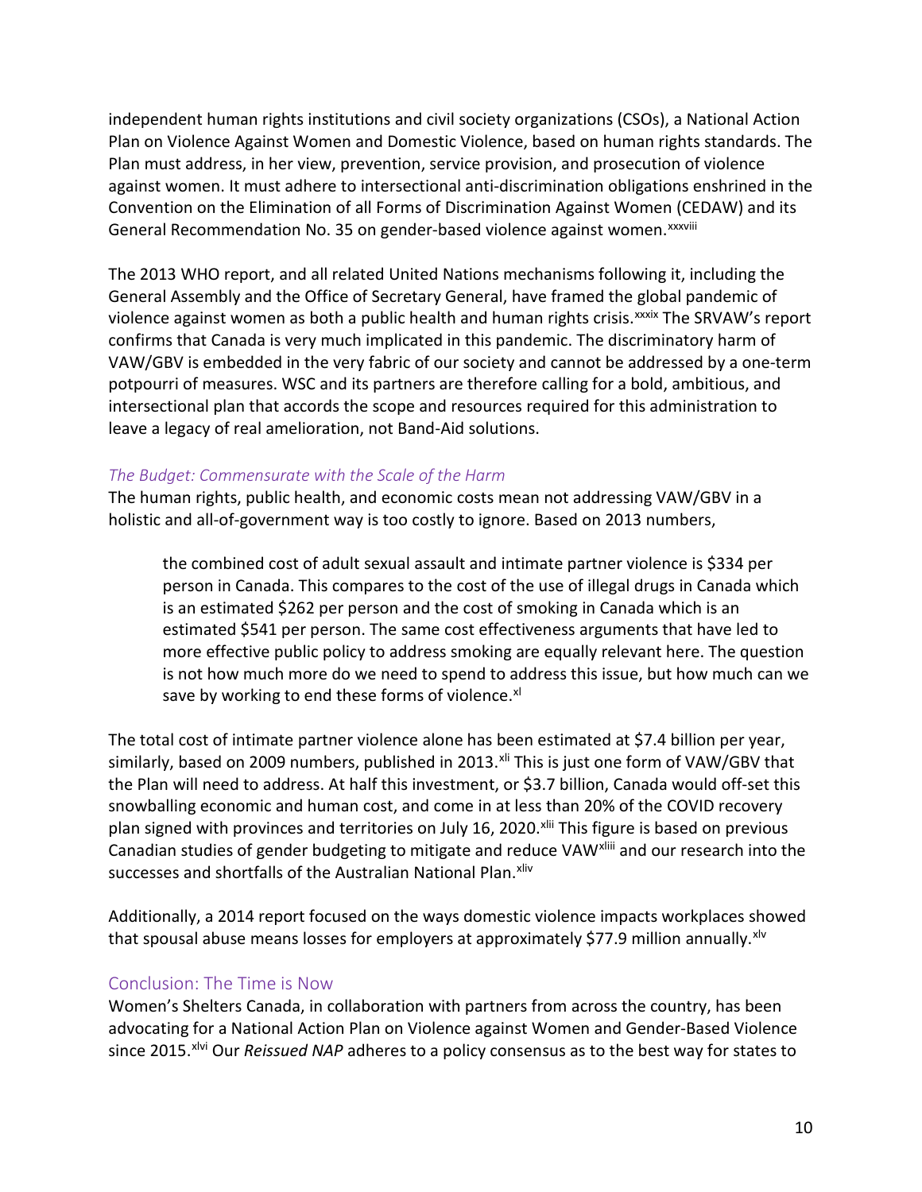independent human rights institutions and civil society organizations (CSOs), a National Action Plan on Violence Against Women and Domestic Violence, based on human rights standards. The Plan must address, in her view, prevention, service provision, and prosecution of violence against women. It must adhere to intersectional anti-discrimination obligations enshrined in the Convention on the Elimination of all Forms of Discrimination Against Women (CEDAW) and its General Recommendation No. 35 on gender-based violence against women.[xxxviii]

The 2013 WHO report, and all related United Nations mechanisms following it, including the General Assembly and the Office of Secretary General, have framed the global pandemic of violence against women as both a public health and human rights crisis.[xxxix] The SRVAW's report confirms that Canada is very much implicated in this pandemic. The discriminatory harm of VAW/GBV is embedded in the very fabric of our society and cannot be addressed by a one-term potpourri of measures. WSC and its partners are therefore calling for a bold, ambitious, and intersectional plan that accords the scope and resources required for this administration to leave a legacy of real amelioration, not Band-Aid solutions.

### *The Budget: Commensurate with the Scale of the Harm*

The human rights, public health, and economic costs mean not addressing VAW/GBV in a holistic and all-of-government way is too costly to ignore. Based on 2013 numbers,

> the combined cost of adult sexual assault and intimate partner violence is $334 per person in Canada. This compares to the cost of the use of illegal drugs in Canada which is an estimated $262 per person and the cost of smoking in Canada which is an estimated $541 per person. The same cost effectiveness arguments that have led to more effective public policy to address smoking are equally relevant here. The question is not how much more do we need to spend to address this issue, but how much can we save by working to end these forms of violence.[xl]

The total cost of intimate partner violence alone has been estimated at $7.4 billion per year, similarly, based on 2009 numbers, published in 2013.[xli] This is just one form of VAW/GBV that the Plan will need to address. At half this investment, or $3.7 billion, Canada would off-set this snowballing economic and human cost, and come in at less than 20% of the COVID recovery plan signed with provinces and territories on July 16, 2020.[xlii] This figure is based on previous Canadian studies of gender budgeting to mitigate and reduce VAW[xliii] and our research into the successes and shortfalls of the Australian National Plan.[xliv]

Additionally, a 2014 report focused on the ways domestic violence impacts workplaces showed that spousal abuse means losses for employers at approximately $77.9 million annually.[xlv]

## Conclusion: The Time is Now

Women's Shelters Canada, in collaboration with partners from across the country, has been advocating for a National Action Plan on Violence against Women and Gender-Based Violence since 2015.[xlvi] Our *Reissued NAP* adheres to a policy consensus as to the best way for states to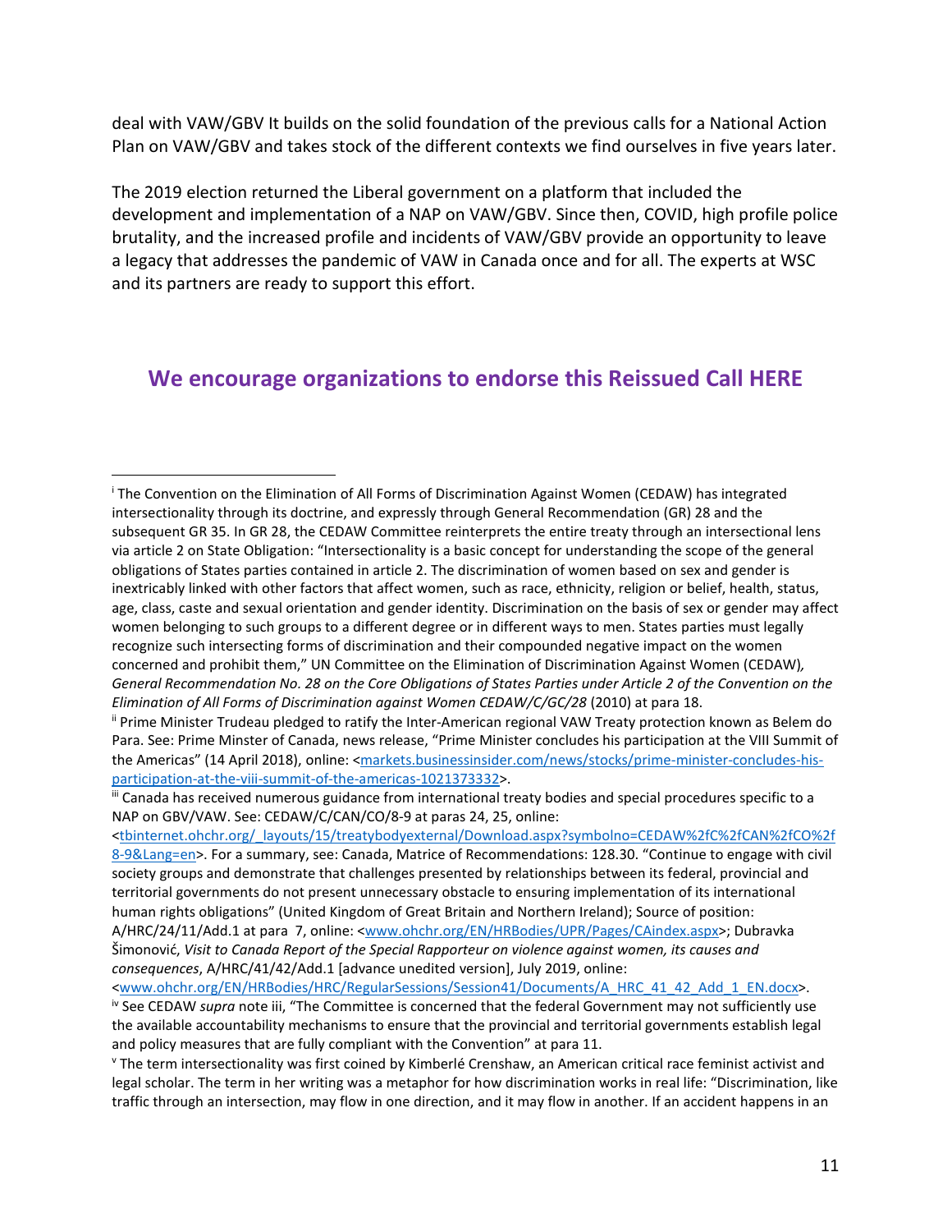deal with VAW/GBV It builds on the solid foundation of the previous calls for a National Action Plan on VAW/GBV and takes stock of the different contexts we find ourselves in five years later.

The 2019 election returned the Liberal government on a platform that included the development and implementation of a NAP on VAW/GBV. Since then, COVID, high profile police brutality, and the increased profile and incidents of VAW/GBV provide an opportunity to leave a legacy that addresses the pandemic of VAW in Canada once and for all. The experts at WSC and its partners are ready to support this effort.

## We encourage organizations to endorse this Reissued Call HERE

---

[i] The Convention on the Elimination of All Forms of Discrimination Against Women (CEDAW) has integrated intersectionality through its doctrine, and expressly through General Recommendation (GR) 28 and the subsequent GR 35. In GR 28, the CEDAW Committee reinterprets the entire treaty through an intersectional lens via article 2 on State Obligation: "Intersectionality is a basic concept for understanding the scope of the general obligations of States parties contained in article 2. The discrimination of women based on sex and gender is inextricably linked with other factors that affect women, such as race, ethnicity, religion or belief, health, status, age, class, caste and sexual orientation and gender identity. Discrimination on the basis of sex or gender may affect women belonging to such groups to a different degree or in different ways to men. States parties must legally recognize such intersecting forms of discrimination and their compounded negative impact on the women concerned and prohibit them," UN Committee on the Elimination of Discrimination Against Women (CEDAW), *General Recommendation No. 28 on the Core Obligations of States Parties under Article 2 of the Convention on the Elimination of All Forms of Discrimination against Women CEDAW/C/GC/28* (2010) at para 18.

[ii] Prime Minister Trudeau pledged to ratify the Inter-American regional VAW Treaty protection known as Belem do Para. See: Prime Minister of Canada, news release, "Prime Minister concludes his participation at the VIII Summit of the Americas" (14 April 2018), online: <markets.businessinsider.com/news/stocks/prime-minister-concludes-his-participation-at-the-viii-summit-of-the-americas-1021373332>.

[iii] Canada has received numerous guidance from international treaty bodies and special procedures specific to a NAP on GBV/VAW. See: CEDAW/C/CAN/CO/8-9 at paras 24, 25, online: <tbinternet.ohchr.org/_layouts/15/treatybodyexternal/Download.aspx?symbolno=CEDAW%2fC%2fCAN%2fCO%2f8-9&Lang=en>. For a summary, see: Canada, Matrice of Recommendations: 128.30. "Continue to engage with civil society groups and demonstrate that challenges presented by relationships between its federal, provincial and territorial governments do not present unnecessary obstacle to ensuring implementation of its international human rights obligations" (United Kingdom of Great Britain and Northern Ireland); Source of position: A/HRC/24/11/Add.1 at para 7, online: <www.ohchr.org/EN/HRBodies/UPR/Pages/CAindex.aspx>; Dubravka Šimonović, *Visit to Canada Report of the Special Rapporteur on violence against women, its causes and consequences*, A/HRC/41/42/Add.1 [advance unedited version], July 2019, online: <www.ohchr.org/EN/HRBodies/HRC/RegularSessions/Session41/Documents/A_HRC_41_42_Add_1_EN.docx>.

[iv] See CEDAW *supra* note iii, "The Committee is concerned that the federal Government may not sufficiently use the available accountability mechanisms to ensure that the provincial and territorial governments establish legal and policy measures that are fully compliant with the Convention" at para 11.

[v] The term intersectionality was first coined by Kimberlé Crenshaw, an American critical race feminist activist and legal scholar. The term in her writing was a metaphor for how discrimination works in real life: "Discrimination, like traffic through an intersection, may flow in one direction, and it may flow in another. If an accident happens in an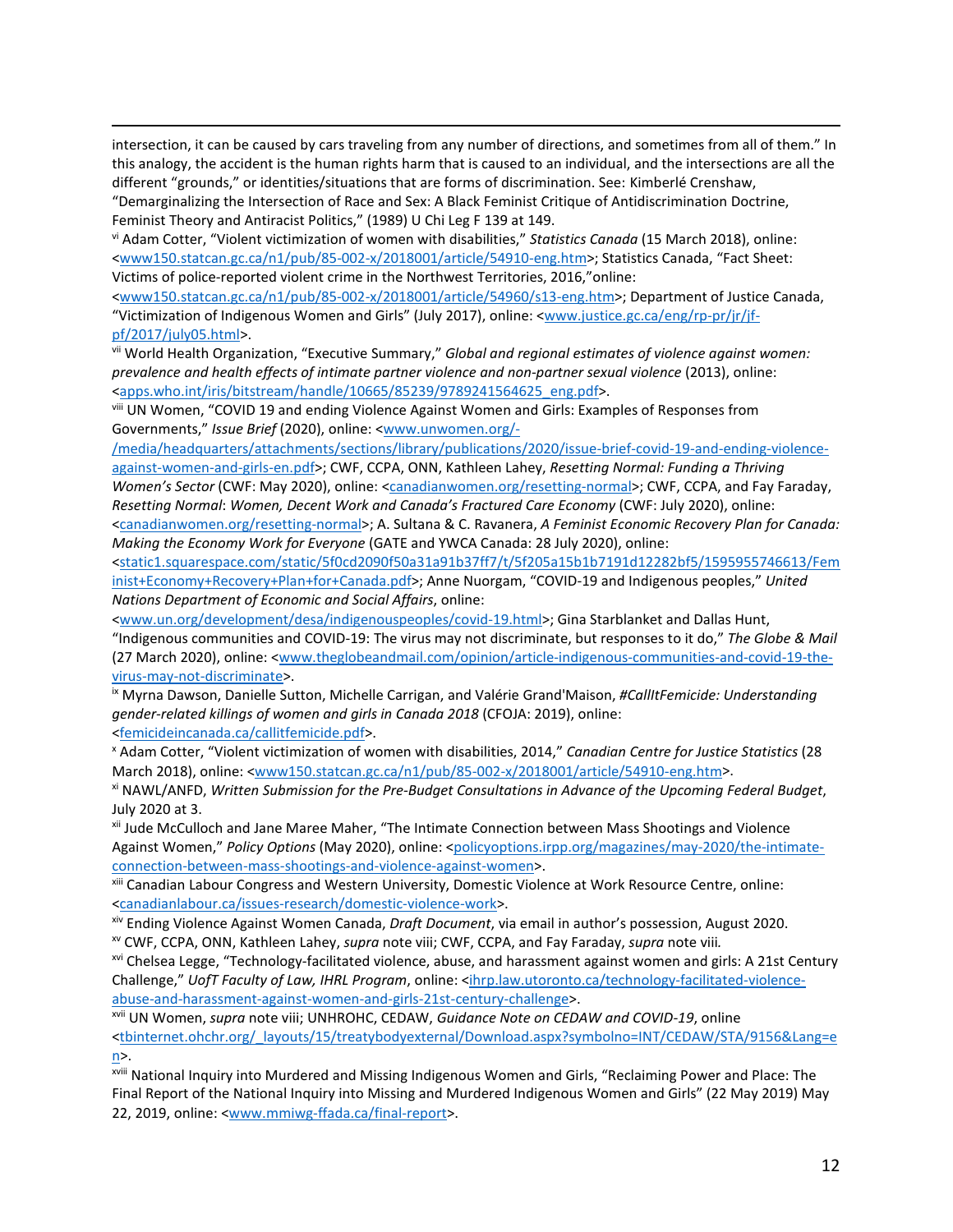intersection, it can be caused by cars traveling from any number of directions, and sometimes from all of them." In this analogy, the accident is the human rights harm that is caused to an individual, and the intersections are all the different "grounds," or identities/situations that are forms of discrimination. See: Kimberlé Crenshaw, "Demarginalizing the Intersection of Race and Sex: A Black Feminist Critique of Antidiscrimination Doctrine, Feminist Theory and Antiracist Politics," (1989) U Chi Leg F 139 at 149.

[vi] Adam Cotter, "Violent victimization of women with disabilities," *Statistics Canada* (15 March 2018), online: <www150.statcan.gc.ca/n1/pub/85-002-x/2018001/article/54910-eng.htm>; Statistics Canada, "Fact Sheet: Victims of police-reported violent crime in the Northwest Territories, 2016,"online: <www150.statcan.gc.ca/n1/pub/85-002-x/2018001/article/54960/s13-eng.htm>; Department of Justice Canada, "Victimization of Indigenous Women and Girls" (July 2017), online: <www.justice.gc.ca/eng/rp-pr/jr/jf-pf/2017/july05.html>.

[vii] World Health Organization, "Executive Summary," *Global and regional estimates of violence against women: prevalence and health effects of intimate partner violence and non-partner sexual violence* (2013), online: <apps.who.int/iris/bitstream/handle/10665/85239/9789241564625_eng.pdf>.

[viii] UN Women, "COVID 19 and ending Violence Against Women and Girls: Examples of Responses from Governments," *Issue Brief* (2020), online: <www.unwomen.org/-/media/headquarters/attachments/sections/library/publications/2020/issue-brief-covid-19-and-ending-violence-against-women-and-girls-en.pdf>; CWF, CCPA, ONN, Kathleen Lahey, *Resetting Normal: Funding a Thriving Women's Sector* (CWF: May 2020), online: <canadianwomen.org/resetting-normal>; CWF, CCPA, and Fay Faraday, *Resetting Normal*: *Women, Decent Work and Canada's Fractured Care Economy* (CWF: July 2020), online: <canadianwomen.org/resetting-normal>; A. Sultana & C. Ravanera, *A Feminist Economic Recovery Plan for Canada: Making the Economy Work for Everyone* (GATE and YWCA Canada: 28 July 2020), online: <static1.squarespace.com/static/5f0cd2090f50a31a91b37ff7/t/5f205a15b1b7191d12282bf5/1595955746613/Feminist+Economy+Recovery+Plan+for+Canada.pdf>; Anne Nuorgam, "COVID-19 and Indigenous peoples," *United Nations Department of Economic and Social Affairs*, online: <www.un.org/development/desa/indigenouspeoples/covid-19.html>; Gina Starblanket and Dallas Hunt, "Indigenous communities and COVID-19: The virus may not discriminate, but responses to it do," *The Globe & Mail* (27 March 2020), online: <www.theglobeandmail.com/opinion/article-indigenous-communities-and-covid-19-the-virus-may-not-discriminate>.

[ix] Myrna Dawson, Danielle Sutton, Michelle Carrigan, and Valérie Grand'Maison, *#CallItFemicide: Understanding gender-related killings of women and girls in Canada 2018* (CFOJA: 2019), online: <femicideincanada.ca/callitfemicide.pdf>.

[x] Adam Cotter, "Violent victimization of women with disabilities, 2014," *Canadian Centre for Justice Statistics* (28 March 2018), online: <www150.statcan.gc.ca/n1/pub/85-002-x/2018001/article/54910-eng.htm>.

[xi] NAWL/ANFD, *Written Submission for the Pre-Budget Consultations in Advance of the Upcoming Federal Budget*, July 2020 at 3.

[xii] Jude McCulloch and Jane Maree Maher, "The Intimate Connection between Mass Shootings and Violence Against Women," *Policy Options* (May 2020), online: <policyoptions.irpp.org/magazines/may-2020/the-intimate-connection-between-mass-shootings-and-violence-against-women>.

[xiii] Canadian Labour Congress and Western University, Domestic Violence at Work Resource Centre, online: <canadianlabour.ca/issues-research/domestic-violence-work>.

[xiv] Ending Violence Against Women Canada, *Draft Document*, via email in author's possession, August 2020.

[xv] CWF, CCPA, ONN, Kathleen Lahey, *supra* note viii; CWF, CCPA, and Fay Faraday, *supra* note viii*.*

[xvi] Chelsea Legge, "Technology-facilitated violence, abuse, and harassment against women and girls: A 21st Century Challenge," *UofT Faculty of Law, IHRL Program*, online: <ihrp.law.utoronto.ca/technology-facilitated-violence-abuse-and-harassment-against-women-and-girls-21st-century-challenge>.

[xvii] UN Women, *supra* note viii; UNHROHC, CEDAW, *Guidance Note on CEDAW and COVID-19*, online <tbinternet.ohchr.org/_layouts/15/treatybodyexternal/Download.aspx?symbolno=INT/CEDAW/STA/9156&Lang=en>.

[xviii] National Inquiry into Murdered and Missing Indigenous Women and Girls, "Reclaiming Power and Place: The Final Report of the National Inquiry into Missing and Murdered Indigenous Women and Girls" (22 May 2019) May 22, 2019, online: <www.mmiwg-ffada.ca/final-report>.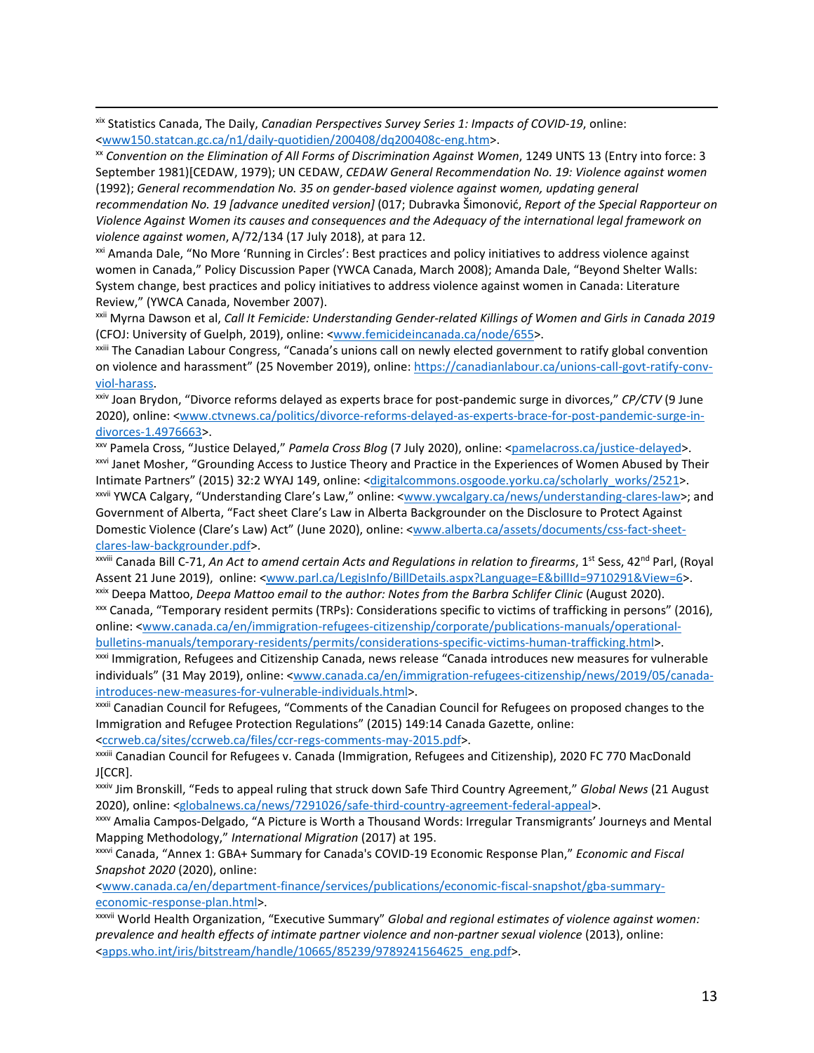[xix] Statistics Canada, The Daily, *Canadian Perspectives Survey Series 1: Impacts of COVID-19*, online: <www150.statcan.gc.ca/n1/daily-quotidien/200408/dq200408c-eng.htm>.

[xx] *Convention on the Elimination of All Forms of Discrimination Against Women*, 1249 UNTS 13 (Entry into force: 3 September 1981)[CEDAW, 1979); UN CEDAW, *CEDAW General Recommendation No. 19: Violence against women* (1992); *General recommendation No. 35 on gender-based violence against women, updating general recommendation No. 19 [advance unedited version]* (017; Dubravka Šimonović, *Report of the Special Rapporteur on Violence Against Women its causes and consequences and the Adequacy of the international legal framework on violence against women*, A/72/134 (17 July 2018), at para 12.

[xxi] Amanda Dale, "No More 'Running in Circles': Best practices and policy initiatives to address violence against women in Canada," Policy Discussion Paper (YWCA Canada, March 2008); Amanda Dale, "Beyond Shelter Walls: System change, best practices and policy initiatives to address violence against women in Canada: Literature Review," (YWCA Canada, November 2007).

[xxii] Myrna Dawson et al, *Call It Femicide: Understanding Gender-related Killings of Women and Girls in Canada 2019* (CFOJ: University of Guelph, 2019), online: <www.femicideincanada.ca/node/655>.

[xxiii] The Canadian Labour Congress, "Canada's unions call on newly elected government to ratify global convention on violence and harassment" (25 November 2019), online: https://canadianlabour.ca/unions-call-govt-ratify-conv-viol-harass.

[xxiv] Joan Brydon, "Divorce reforms delayed as experts brace for post-pandemic surge in divorces," *CP/CTV* (9 June 2020), online: <www.ctvnews.ca/politics/divorce-reforms-delayed-as-experts-brace-for-post-pandemic-surge-in-divorces-1.4976663>.

[xxv] Pamela Cross, "Justice Delayed," *Pamela Cross Blog* (7 July 2020), online: <pamelacross.ca/justice-delayed>.

[xxvi] Janet Mosher, "Grounding Access to Justice Theory and Practice in the Experiences of Women Abused by Their Intimate Partners" (2015) 32:2 WYAJ 149, online: <digitalcommons.osgoode.yorku.ca/scholarly_works/2521>.

[xxvii] YWCA Calgary, "Understanding Clare's Law," online: <www.ywcalgary.ca/news/understanding-clares-law>; and Government of Alberta, "Fact sheet Clare's Law in Alberta Backgrounder on the Disclosure to Protect Against Domestic Violence (Clare's Law) Act" (June 2020), online: <www.alberta.ca/assets/documents/css-fact-sheet-clares-law-backgrounder.pdf>.

[xxviii] Canada Bill C-71, *An Act to amend certain Acts and Regulations in relation to firearms*, 1st Sess, 42nd Parl, (Royal Assent 21 June 2019), online: <www.parl.ca/LegisInfo/BillDetails.aspx?Language=E&billId=9710291&View=6>.

[xxix] Deepa Mattoo, *Deepa Mattoo email to the author: Notes from the Barbra Schlifer Clinic* (August 2020).

[xxx] Canada, "Temporary resident permits (TRPs): Considerations specific to victims of trafficking in persons" (2016), online: <www.canada.ca/en/immigration-refugees-citizenship/corporate/publications-manuals/operational-bulletins-manuals/temporary-residents/permits/considerations-specific-victims-human-trafficking.html>.

[xxxi] Immigration, Refugees and Citizenship Canada, news release "Canada introduces new measures for vulnerable individuals" (31 May 2019), online: <www.canada.ca/en/immigration-refugees-citizenship/news/2019/05/canada-introduces-new-measures-for-vulnerable-individuals.html>.

[xxxii] Canadian Council for Refugees, "Comments of the Canadian Council for Refugees on proposed changes to the Immigration and Refugee Protection Regulations" (2015) 149:14 Canada Gazette, online: <ccrweb.ca/sites/ccrweb.ca/files/ccr-regs-comments-may-2015.pdf>.

[xxxiii] Canadian Council for Refugees v. Canada (Immigration, Refugees and Citizenship), 2020 FC 770 MacDonald J[CCR].

[xxxiv] Jim Bronskill, "Feds to appeal ruling that struck down Safe Third Country Agreement," *Global News* (21 August 2020), online: <globalnews.ca/news/7291026/safe-third-country-agreement-federal-appeal>.

[xxxv] Amalia Campos-Delgado, "A Picture is Worth a Thousand Words: Irregular Transmigrants' Journeys and Mental Mapping Methodology," *International Migration* (2017) at 195.

[xxxvi] Canada, "Annex 1: GBA+ Summary for Canada's COVID-19 Economic Response Plan," *Economic and Fiscal Snapshot 2020* (2020), online: <www.canada.ca/en/department-finance/services/publications/economic-fiscal-snapshot/gba-summary-economic-response-plan.html>.

[xxxvii] World Health Organization, "Executive Summary" *Global and regional estimates of violence against women: prevalence and health effects of intimate partner violence and non-partner sexual violence* (2013), online: <apps.who.int/iris/bitstream/handle/10665/85239/9789241564625_eng.pdf>.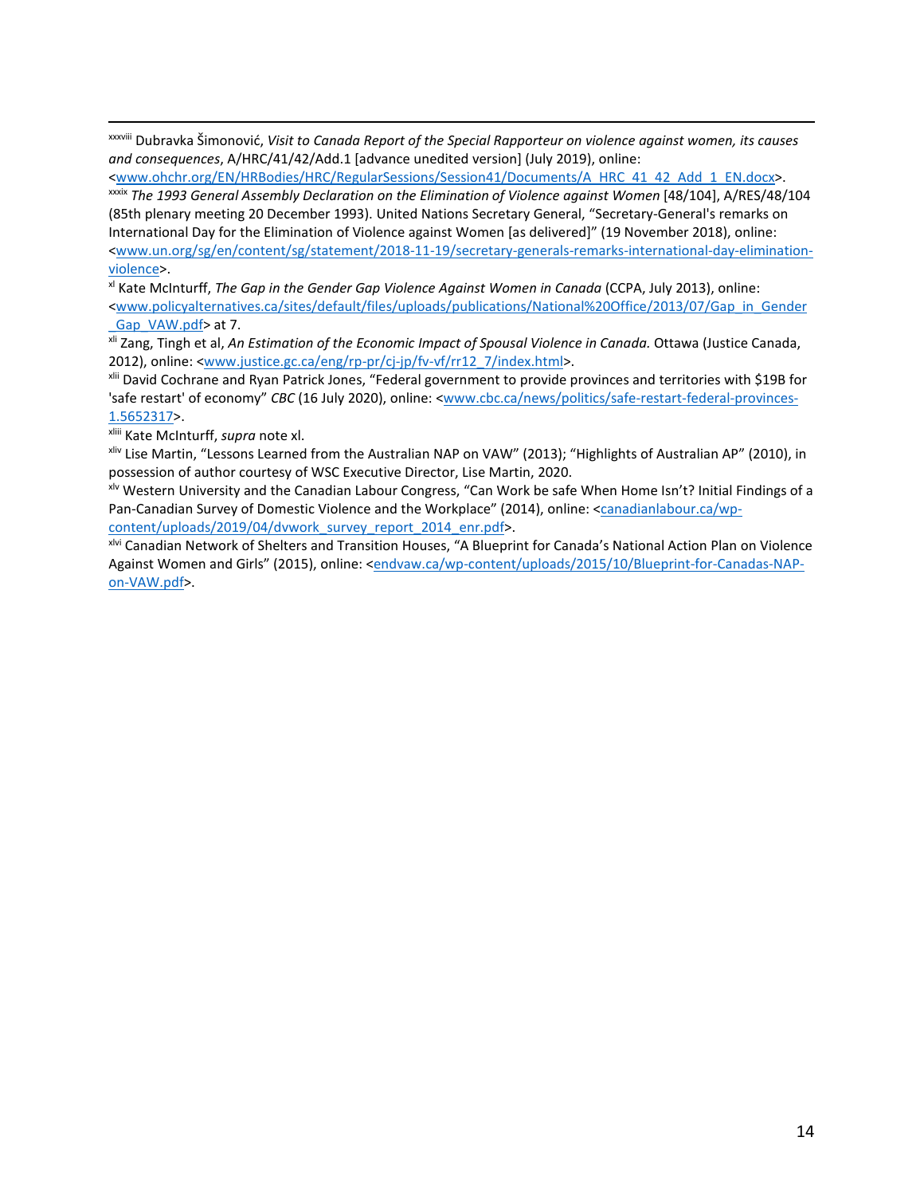[xxxviii] Dubravka Šimonović, *Visit to Canada Report of the Special Rapporteur on violence against women, its causes and consequences*, A/HRC/41/42/Add.1 [advance unedited version] (July 2019), online: <www.ohchr.org/EN/HRBodies/HRC/RegularSessions/Session41/Documents/A_HRC_41_42_Add_1_EN.docx>.

[xxxix] *The 1993 General Assembly Declaration on the Elimination of Violence against Women* [48/104], A/RES/48/104 (85th plenary meeting 20 December 1993). United Nations Secretary General, "Secretary-General's remarks on International Day for the Elimination of Violence against Women [as delivered]" (19 November 2018), online: <www.un.org/sg/en/content/sg/statement/2018-11-19/secretary-generals-remarks-international-day-elimination-violence>.

[xl] Kate McInturff, *The Gap in the Gender Gap Violence Against Women in Canada* (CCPA, July 2013), online: <www.policyalternatives.ca/sites/default/files/uploads/publications/National%20Office/2013/07/Gap_in_Gender_Gap_VAW.pdf> at 7.

[xli] Zang, Tingh et al, *An Estimation of the Economic Impact of Spousal Violence in Canada.* Ottawa (Justice Canada, 2012), online: <www.justice.gc.ca/eng/rp-pr/cj-jp/fv-vf/rr12_7/index.html>.

[xlii] David Cochrane and Ryan Patrick Jones, "Federal government to provide provinces and territories with $19B for 'safe restart' of economy" *CBC* (16 July 2020), online: <www.cbc.ca/news/politics/safe-restart-federal-provinces-1.5652317>.

[xliii] Kate McInturff, *supra* note xl.

[xliv] Lise Martin, "Lessons Learned from the Australian NAP on VAW" (2013); "Highlights of Australian AP" (2010), in possession of author courtesy of WSC Executive Director, Lise Martin, 2020.

[xlv] Western University and the Canadian Labour Congress, "Can Work be safe When Home Isn't? Initial Findings of a Pan-Canadian Survey of Domestic Violence and the Workplace" (2014), online: <canadianlabour.ca/wp-content/uploads/2019/04/dvwork_survey_report_2014_enr.pdf>.

[xlvi] Canadian Network of Shelters and Transition Houses, "A Blueprint for Canada's National Action Plan on Violence Against Women and Girls" (2015), online: <endvaw.ca/wp-content/uploads/2015/10/Blueprint-for-Canadas-NAP-on-VAW.pdf>.